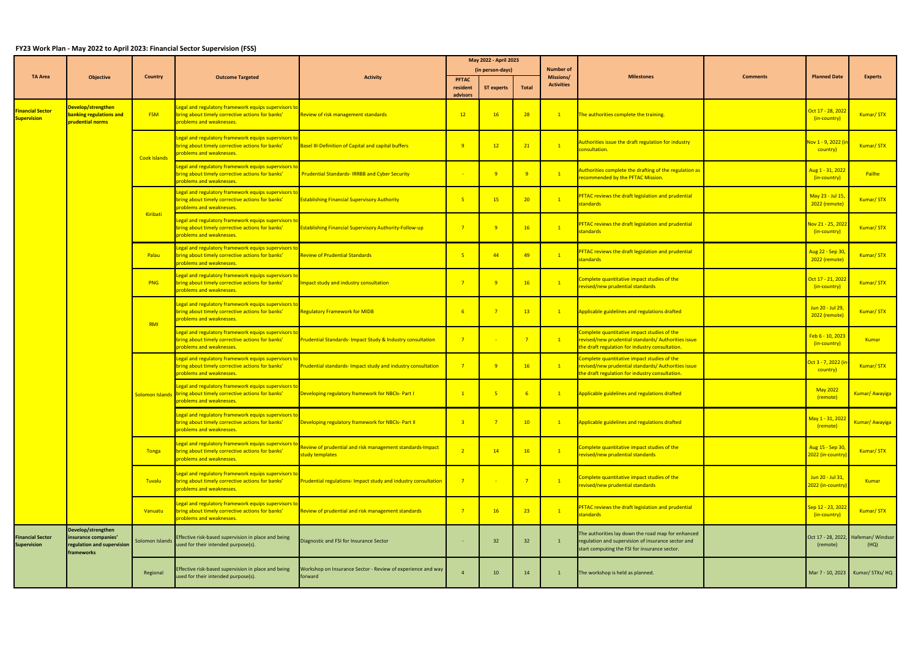## FY23 Work Plan - May 2022 to April 2023: Financial Sector Supervision (FSS)

| TA Area | Objective | Country | Outcome Targeted | Activity | May 2022 - April 2023 (in person-days) | | | Number of Missions/ Activities | Milestones | Comments | Planned Date | Experts |
|---|---|---|---|---|---|---|---|---|---|---|---|---|
| | | | | | PFTAC resident advisors | ST experts | Total | | | | | |
| Financial Sector Supervision | Develop/strengthen banking regulations and prudential norms | FSM | Legal and regulatory framework equips supervisors to bring about timely corrective actions for banks' problems and weaknesses. | Review of risk management standards | 12 | 16 | 28 | 1 | The authorities complete the training. | | Oct 17 - 28, 2022 (in-country) | Kumar/ STX |
| | | Cook Islands | Legal and regulatory framework equips supervisors to bring about timely corrective actions for banks' problems and weaknesses. | Basel III-Definition of Capital and capital buffers | 9 | 12 | 21 | 1 | Authorities issue the draft regulation for industry consultation. | | Nov 1 - 9, 2022 (in-country) | Kumar/ STX |
| | | | Legal and regulatory framework equips supervisors to bring about timely corrective actions for banks' problems and weaknesses. | Prudential Standards- IRRBB and Cyber Security | - | 9 | 9 | 1 | Authorities complete the drafting of the regulation as recommended by the PFTAC Mission. | | Aug 1 - 31, 2022 (in-country) | Pailhe |
| | | Kiribati | Legal and regulatory framework equips supervisors to bring about timely corrective actions for banks' problems and weaknesses. | Establishing Financial Supervisory Authority | 5 | 15 | 20 | 1 | PFTAC reviews the draft legislation and prudential standards | | May 23 - Jul 15, 2022 (remote) | Kumar/ STX |
| | | | Legal and regulatory framework equips supervisors to bring about timely corrective actions for banks' problems and weaknesses. | Establishing Financial Supervisory Authority-Follow-up | 7 | 9 | 16 | 1 | PFTAC reviews the draft legislation and prudential standards | | Nov 21 - 25, 2022 (in-country) | Kumar/ STX |
| | | Palau | Legal and regulatory framework equips supervisors to bring about timely corrective actions for banks' problems and weaknesses. | Review of Prudential Standards | 5 | 44 | 49 | 1 | PFTAC reviews the draft legislation and prudential standards | | Aug 22 - Sep 30, 2022 (remote) | Kumar/ STX |
| | | PNG | Legal and regulatory framework equips supervisors to bring about timely corrective actions for banks' problems and weaknesses. | Impact study and industry consultation | 7 | 9 | 16 | 1 | Complete quantitative impact studies of the revised/new prudential standards | | Oct 17 - 21, 2022 (in-country) | Kumar/ STX |
| | | RMI | Legal and regulatory framework equips supervisors to bring about timely corrective actions for banks' problems and weaknesses. | Regulatory Framework for MIDB | 6 | 7 | 13 | 1 | Applicable guidelines and regulations drafted | | Jun 20 - Jul 29, 2022 (remote) | Kumar/ STX |
| | | | Legal and regulatory framework equips supervisors to bring about timely corrective actions for banks' problems and weaknesses. | Prudential Standards- Impact Study & Industry consultation | 7 | - | 7 | 1 | Complete quantitative impact studies of the revised/new prudential standards/ Authorities issue the draft regulation for industry consultation. | | Feb 6 - 10, 2023 (in-country) | Kumar |
| | | Solomon Islands | Legal and regulatory framework equips supervisors to bring about timely corrective actions for banks' problems and weaknesses. | Prudential standards- Impact study and industry consultation | 7 | 9 | 16 | 1 | Complete quantitative impact studies of the revised/new prudential standards/ Authorities issue the draft regulation for industry consultation. | | Oct 3 - 7, 2022 (in-country) | Kumar/ STX |
| | | | Legal and regulatory framework equips supervisors to bring about timely corrective actions for banks' problems and weaknesses. | Developing regulatory framework for NBCIs- Part I | 1 | 5 | 6 | 1 | Applicable guidelines and regulations drafted | | May 2022 (remote) | Kumar/ Awayiga |
| | | | Legal and regulatory framework equips supervisors to bring about timely corrective actions for banks' problems and weaknesses. | Developing regulatory framework for NBCIs- Part II | 3 | 7 | 10 | 1 | Applicable guidelines and regulations drafted | | May 1 - 31, 2022 (remote) | Kumar/ Awayiga |
| | | Tonga | Legal and regulatory framework equips supervisors to bring about timely corrective actions for banks' problems and weaknesses. | Review of prudential and risk management standards-Impact study templates | 2 | 14 | 16 | 1 | Complete quantitative impact studies of the revised/new prudential standards | | Aug 15 - Sep 30, 2022 (in-country) | Kumar/ STX |
| | | Tuvalu | Legal and regulatory framework equips supervisors to bring about timely corrective actions for banks' problems and weaknesses. | Prudential regulations- Impact study and industry consultation | 7 | - | 7 | 1 | Complete quantitative impact studies of the revised/new prudential standards | | Jun 20 - Jul 31, 2022 (in-country) | Kumar |
| | | Vanuatu | Legal and regulatory framework equips supervisors to bring about timely corrective actions for banks' problems and weaknesses. | Review of prudential and risk management standards | 7 | 16 | 23 | 1 | PFTAC reviews the draft legislation and prudential standards | | Sep 12 - 23, 2022 (in-country) | Kumar/ STX |
| Financial Sector Supervision | Develop/strengthen insurance companies' regulation and supervision frameworks | Solomon Islands | Effective risk-based supervision in place and being used for their intended purpose(s). | Diagnostic and FSI for Insurance Sector | - | 32 | 32 | 1 | The authorities lay down the road map for enhanced regulation and supervision of insurance sector and start computing the FSI for insurance sector. | | Oct 17 - 28, 2022, (remote) | Hafeman/ Windsor (HQ) |
| | | Regional | Effective risk-based supervision in place and being used for their intended purpose(s). | Workshop on Insurance Sector - Review of experience and way forward | 4 | 10 | 14 | 1 | The workshop is held as planned. | | Mar 7 - 10, 2023 | Kumar/ STXs/ HQ |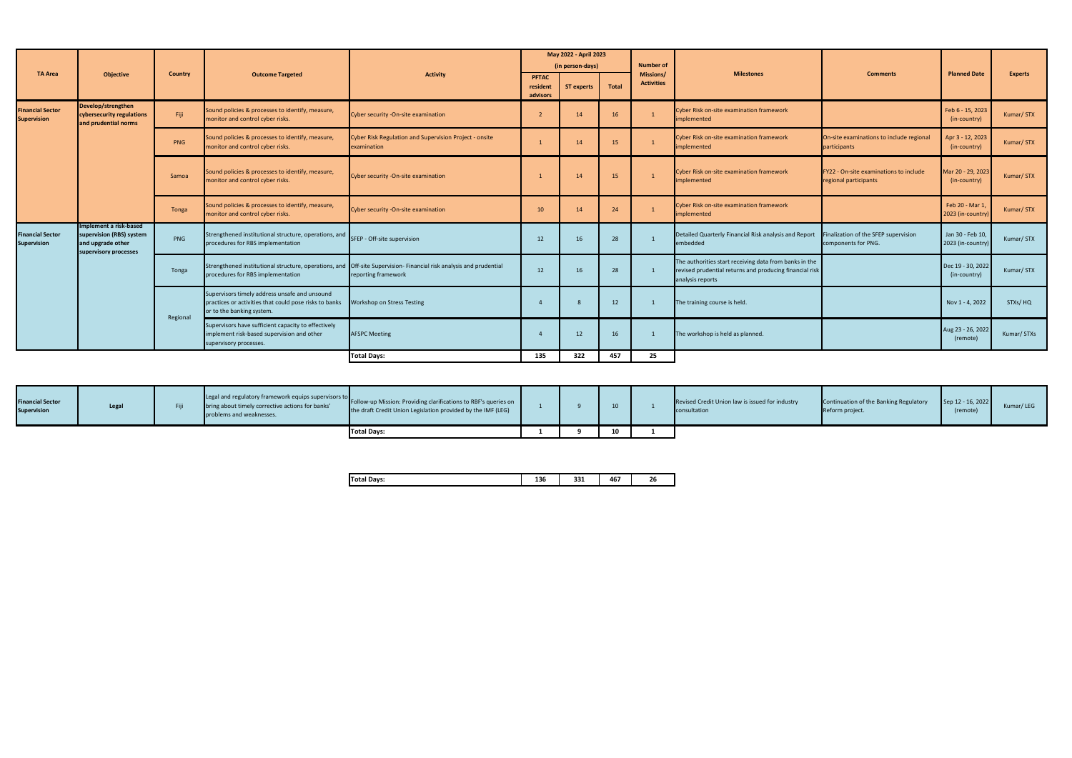| TA Area | Objective | Country | Outcome Targeted | Activity | May 2022 - April 2023 (in person-days) | | | Number of Missions/ Activities | Milestones | Comments | Planned Date | Experts |
|---|---|---|---|---|---|---|---|---|---|---|---|---|
| | | | | | PFTAC resident advisors | ST experts | Total | | | | | |
| Financial Sector Supervision | Develop/strengthen cybersecurity regulations and prudential norms | Fiji | Sound policies & processes to identify, measure, monitor and control cyber risks. | Cyber security -On-site examination | 2 | 14 | 16 | 1 | Cyber Risk on-site examination framework implemented | | Feb 6 - 15, 2023 (in-country) | Kumar/ STX |
| | | PNG | Sound policies & processes to identify, measure, monitor and control cyber risks. | Cyber Risk Regulation and Supervision Project - onsite examination | 1 | 14 | 15 | 1 | Cyber Risk on-site examination framework implemented | On-site examinations to include regional participants | Apr 3 - 12, 2023 (in-country) | Kumar/ STX |
| | | Samoa | Sound policies & processes to identify, measure, monitor and control cyber risks. | Cyber security -On-site examination | 1 | 14 | 15 | 1 | Cyber Risk on-site examination framework implemented | FY22 - On-site examinations to include regional participants | Mar 20 - 29, 2023 (in-country) | Kumar/ STX |
| | | Tonga | Sound policies & processes to identify, measure, monitor and control cyber risks. | Cyber security -On-site examination | 10 | 14 | 24 | 1 | Cyber Risk on-site examination framework implemented | | Feb 20 - Mar 1, 2023 (in-country) | Kumar/ STX |
| Financial Sector Supervision | Implement a risk-based supervision (RBS) system and upgrade other supervisory processes | PNG | Strengthened institutional structure, operations, and procedures for RBS implementation | SFEP - Off-site supervision | 12 | 16 | 28 | 1 | Detailed Quarterly Financial Risk analysis and Report embedded | Finalization of the SFEP supervision components for PNG. | Jan 30 - Feb 10, 2023 (in-country) | Kumar/ STX |
| | | Tonga | Strengthened institutional structure, operations, and procedures for RBS implementation | Off-site Supervision- Financial risk analysis and prudential reporting framework | 12 | 16 | 28 | 1 | The authorities start receiving data from banks in the revised prudential returns and producing financial risk analysis reports | | Dec 19 - 30, 2022 (in-country) | Kumar/ STX |
| | | Regional | Supervisors timely address unsafe and unsound practices or activities that could pose risks to banks or to the banking system. | Workshop on Stress Testing | 4 | 8 | 12 | 1 | The training course is held. | | Nov 1 - 4, 2022 | STXs/ HQ |
| | | | Supervisors have sufficient capacity to effectively implement risk-based supervision and other supervisory processes. | AFSPC Meeting | 4 | 12 | 16 | 1 | The workshop is held as planned. | | Aug 23 - 26, 2022 (remote) | Kumar/ STXs |
| | | | | **Total Days:** | **135** | **322** | **457** | **25** | | | | |

| | | | | | | | | | | | | |
|---|---|---|---|---|---|---|---|---|---|---|---|---|
| Financial Sector Supervision | Legal | Fiji | Legal and regulatory framework equips supervisors to bring about timely corrective actions for banks' problems and weaknesses. | Follow-up Mission: Providing clarifications to RBF's queries on the draft Credit Union Legislation provided by the IMF (LEG) | 1 | 9 | 10 | 1 | Revised Credit Union law is issued for industry consultation | Continuation of the Banking Regulatory Reform project. | Sep 12 - 16, 2022 (remote) | Kumar/ LEG |
| | | | | **Total Days:** | **1** | **9** | **10** | **1** | | | | |

| | | | | |
|---|---|---|---|---|
| **Total Days:** | **136** | **331** | **467** | **26** |